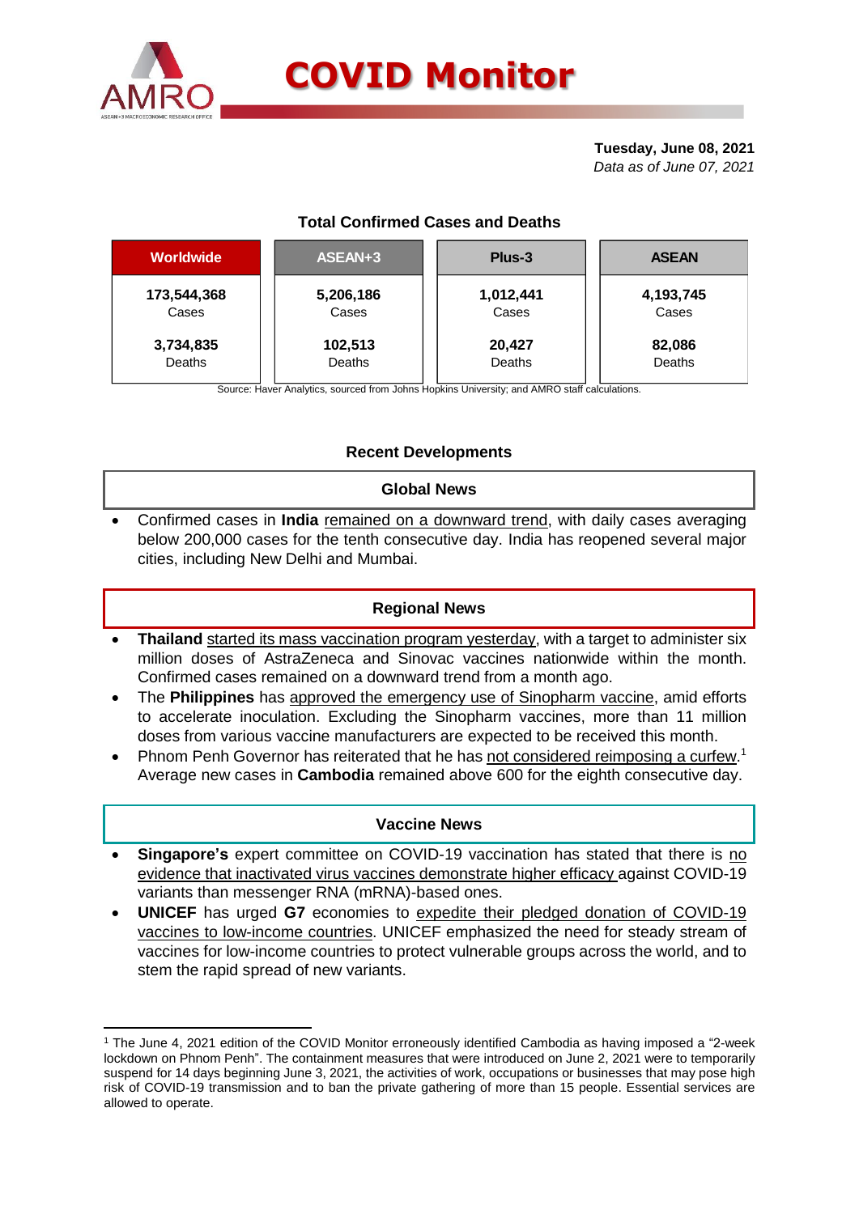# COVID Monitor

**Tuesday, June 08, 2021**
*Data as of June 07, 2021*

## Total Confirmed Cases and Deaths

| Worldwide | ASEAN+3 | Plus-3 | ASEAN |
|---|---|---|---|
| **173,544,368** Cases | **5,206,186** Cases | **1,012,441** Cases | **4,193,745** Cases |
| **3,734,835** Deaths | **102,513** Deaths | **20,427** Deaths | **82,086** Deaths |

Source: Haver Analytics, sourced from Johns Hopkins University; and AMRO staff calculations.

## Recent Developments

### Global News

- Confirmed cases in **India** remained on a downward trend, with daily cases averaging below 200,000 cases for the tenth consecutive day. India has reopened several major cities, including New Delhi and Mumbai.

### Regional News

- **Thailand** started its mass vaccination program yesterday, with a target to administer six million doses of AstraZeneca and Sinovac vaccines nationwide within the month. Confirmed cases remained on a downward trend from a month ago.
- The **Philippines** has approved the emergency use of Sinopharm vaccine, amid efforts to accelerate inoculation. Excluding the Sinopharm vaccines, more than 11 million doses from various vaccine manufacturers are expected to be received this month.
- Phnom Penh Governor has reiterated that he has not considered reimposing a curfew.[1] Average new cases in **Cambodia** remained above 600 for the eighth consecutive day.

### Vaccine News

- **Singapore's** expert committee on COVID-19 vaccination has stated that there is no evidence that inactivated virus vaccines demonstrate higher efficacy against COVID-19 variants than messenger RNA (mRNA)-based ones.
- **UNICEF** has urged **G7** economies to expedite their pledged donation of COVID-19 vaccines to low-income countries. UNICEF emphasized the need for steady stream of vaccines for low-income countries to protect vulnerable groups across the world, and to stem the rapid spread of new variants.

---

[1] The June 4, 2021 edition of the COVID Monitor erroneously identified Cambodia as having imposed a "2-week lockdown on Phnom Penh". The containment measures that were introduced on June 2, 2021 were to temporarily suspend for 14 days beginning June 3, 2021, the activities of work, occupations or businesses that may pose high risk of COVID-19 transmission and to ban the private gathering of more than 15 people. Essential services are allowed to operate.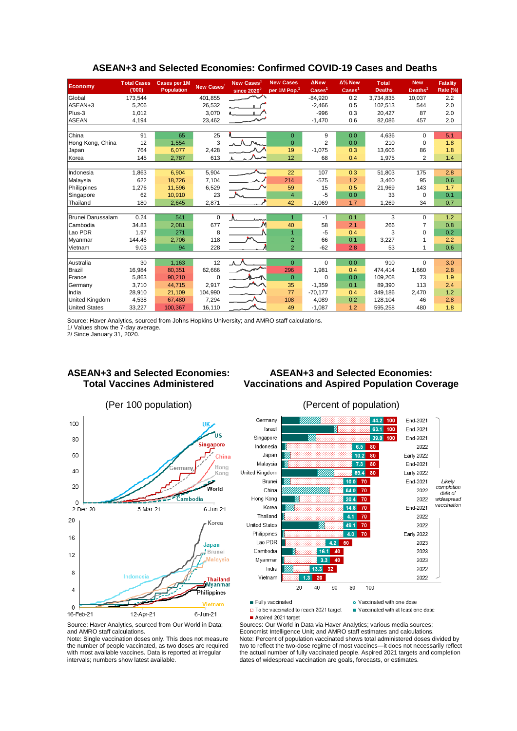## ASEAN+3 and Selected Economies: Confirmed COVID-19 Cases and Deaths

| Economy | Total Cases ('000) | Cases per 1M Population | New Cases[1] | New Cases[1] since 2020[2] | New Cases per 1M Pop.[1] | ΔNew Cases[1] | Δ% New Cases[1] | Total Deaths | New Deaths[1] | Fatality Rate (%) |
|---|---|---|---|---|---|---|---|---|---|---|
| Global | 173,544 | | 401,855 | | | -84,920 | 0.2 | 3,734,835 | 10,037 | 2.2 |
| ASEAN+3 | 5,206 | | 26,532 | | | -2,466 | 0.5 | 102,513 | 544 | 2.0 |
| Plus-3 | 1,012 | | 3,070 | | | -996 | 0.3 | 20,427 | 87 | 2.0 |
| ASEAN | 4,194 | | 23,462 | | | -1,470 | 0.6 | 82,086 | 457 | 2.0 |
| China | 91 | 65 | 25 | | 0 | 9 | 0.0 | 4,636 | 0 | 5.1 |
| Hong Kong, China | 12 | 1,554 | 3 | | 0 | 2 | 0.0 | 210 | 0 | 1.8 |
| Japan | 764 | 6,077 | 2,428 | | 19 | -1,075 | 0.3 | 13,606 | 86 | 1.8 |
| Korea | 145 | 2,787 | 613 | | 12 | 68 | 0.4 | 1,975 | 2 | 1.4 |
| Indonesia | 1,863 | 6,904 | 5,904 | | 22 | 107 | 0.3 | 51,803 | 175 | 2.8 |
| Malaysia | 622 | 18,726 | 7,104 | | 214 | -575 | 1.2 | 3,460 | 95 | 0.6 |
| Philippines | 1,276 | 11,596 | 6,529 | | 59 | 15 | 0.5 | 21,969 | 143 | 1.7 |
| Singapore | 62 | 10,910 | 23 | | 4 | -5 | 0.0 | 33 | 0 | 0.1 |
| Thailand | 180 | 2,645 | 2,871 | | 42 | -1,069 | 1.7 | 1,269 | 34 | 0.7 |
| Brunei Darussalam | 0.24 | 541 | 0 | | 1 | -1 | 0.1 | 3 | 0 | 1.2 |
| Cambodia | 34.83 | 2,081 | 677 | | 40 | 58 | 2.1 | 266 | 7 | 0.8 |
| Lao PDR | 1.97 | 271 | 8 | | 1 | -5 | 0.4 | 3 | 0 | 0.2 |
| Myanmar | 144.46 | 2,706 | 118 | | 2 | 66 | 0.1 | 3,227 | 1 | 2.2 |
| Vietnam | 9.03 | 94 | 228 | | 2 | -62 | 2.8 | 53 | 1 | 0.6 |
| Australia | 30 | 1,163 | 12 | | 0 | 0 | 0.0 | 910 | 0 | 3.0 |
| Brazil | 16,984 | 80,351 | 62,666 | | 296 | 1,981 | 0.4 | 474,414 | 1,660 | 2.8 |
| France | 5,863 | 90,210 | 0 | | 0 | 0 | 0.0 | 109,208 | 73 | 1.9 |
| Germany | 3,710 | 44,715 | 2,917 | | 35 | -1,359 | 0.1 | 89,390 | 113 | 2.4 |
| India | 28,910 | 21,109 | 104,990 | | 77 | -70,177 | 0.4 | 349,186 | 2,470 | 1.2 |
| United Kingdom | 4,538 | 67,480 | 7,294 | | 108 | 4,089 | 0.2 | 128,104 | 46 | 2.8 |
| United States | 33,227 | 100,367 | 16,110 | | 49 | -1,087 | 1.2 | 595,258 | 480 | 1.8 |

Source: Haver Analytics, sourced from Johns Hopkins University; and AMRO staff calculations.
1/ Values show the 7-day average.
2/ Since January 31, 2020.

## ASEAN+3 and Selected Economies: Total Vaccines Administered

(Per 100 population)

100
80
60
40
20
0
2-Dec-20
5-Mar-21
6-Jun-21
UK
US
Singapore
China
Germany
Hong Kong
World
Cambodia

20
16
12
8
4
0
16-Feb-21
12-Apr-21
6-Jun-21
Korea
Japan
Brunei
Malaysia
Indonesia
Thailand
Myanmar
Philippines
Vietnam

Source: Haver Analytics, sourced from Our World in Data; and AMRO staff calculations.
Note: Single vaccination doses only. This does not measure the number of people vaccinated, as two doses are required with most available vaccines. Data is reported at irregular intervals; numbers show latest available.

## ASEAN+3 and Selected Economies: Vaccinations and Aspired Population Coverage

(Percent of population)

Germany 44.2 100 End-2021
Israel 63.1 100 End-2021
Singapore 39.0 100 End-2021
Indonesia 6.5 80 2022
Japan 10.2 80 Early 2022
Malaysia 7.3 80 End-2021
United Kingdom 59.4 80 Early 2022
Brunei 10.0 70 End-2021
China 54.0 70 2022
Hong Kong 20.4 70 2022
Korea 14.8 70 End-2021
Thailand 4.1 70 2022
United States 49.1 70 2022
Philippines 4.0 70 Early 2022
Lao PDR 4.2 50 2023
Cambodia 16.1 40 2023
Myanmar 3.3 40 2023
India 13.3 32 2022
Vietnam 1.3 20 2022

Likely completion date of widespread vaccination

20 40 60 80 100

Fully vaccinated
Vaccinated with one dose
To be vaccinated to reach 2021 target
Vaccinated with at least one dose
Aspired 2021 target

Sources: Our World in Data via Haver Analytics; various media sources; Economist Intelligence Unit; and AMRO staff estimates and calculations.
Note: Percent of population vaccinated shows total administered doses divided by two to reflect the two-dose regime of most vaccines—it does not necessarily reflect the actual number of fully vaccinated people. Aspired 2021 targets and completion dates of widespread vaccination are goals, forecasts, or estimates.